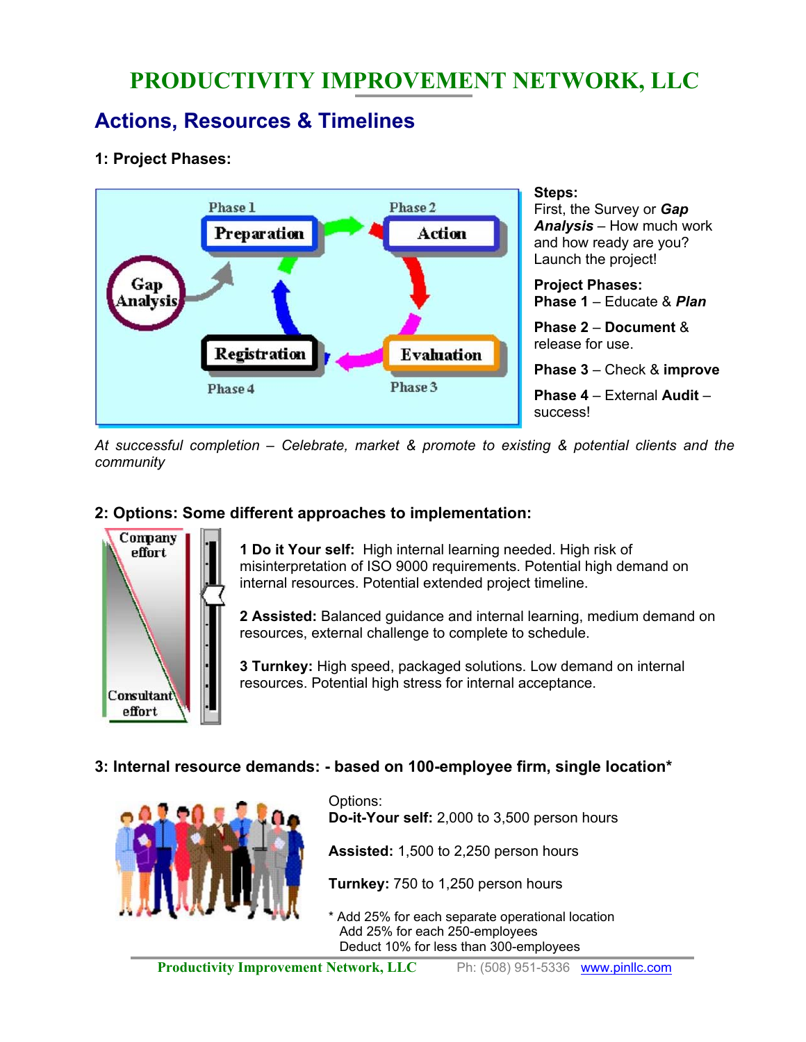# PRODUCTIVITY IMPROVEMENT NETWORK, LLC

## Actions, Resources & Timelines

### 1: Project Phases:

**Steps:**
First, the Survey or ***Gap Analysis*** – How much work and how ready are you? Launch the project!

**Project Phases:**
**Phase 1** – Educate & ***Plan***

**Phase 2** – **Document** & release for use.

**Phase 3** – Check & **improve**

**Phase 4** – External **Audit** – success!

*At successful completion – Celebrate, market & promote to existing & potential clients and the community*

### 2: Options: Some different approaches to implementation:

**1 Do it Your self:** High internal learning needed. High risk of misinterpretation of ISO 9000 requirements. Potential high demand on internal resources. Potential extended project timeline.

**2 Assisted:** Balanced guidance and internal learning, medium demand on resources, external challenge to complete to schedule.

**3 Turnkey:** High speed, packaged solutions. Low demand on internal resources. Potential high stress for internal acceptance.

### 3: Internal resource demands: - based on 100-employee firm, single location*

Options:
**Do-it-Your self:** 2,000 to 3,500 person hours

**Assisted:** 1,500 to 2,250 person hours

**Turnkey:** 750 to 1,250 person hours

\* Add 25% for each separate operational location
Add 25% for each 250-employees
Deduct 10% for less than 300-employees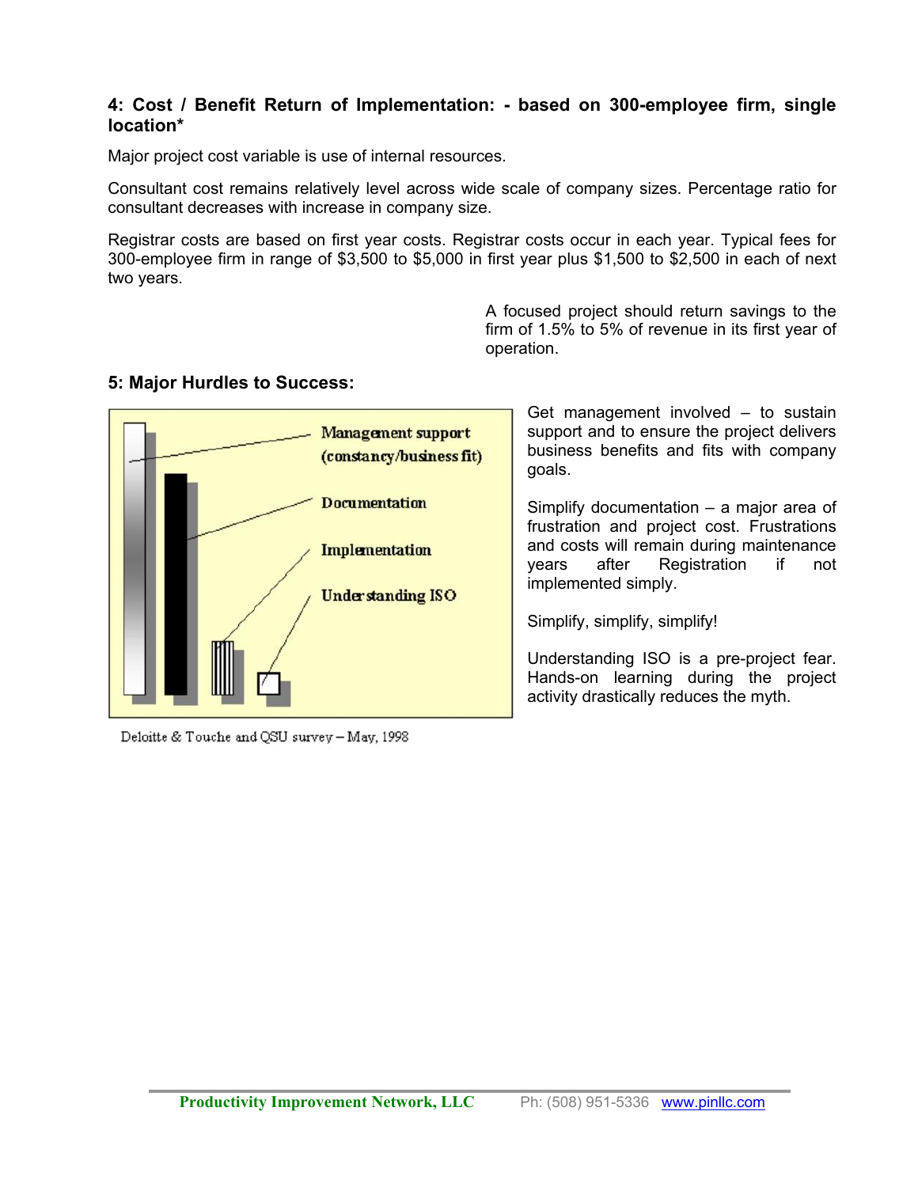### 4: Cost / Benefit Return of Implementation: - based on 300-employee firm, single location*

Major project cost variable is use of internal resources.

Consultant cost remains relatively level across wide scale of company sizes. Percentage ratio for consultant decreases with increase in company size.

Registrar costs are based on first year costs. Registrar costs occur in each year. Typical fees for 300-employee firm in range of $3,500 to $5,000 in first year plus $1,500 to $2,500 in each of next two years.

A focused project should return savings to the firm of 1.5% to 5% of revenue in its first year of operation.

### 5: Major Hurdles to Success:

Management support (constancy/business fit)

Documentation

Implementation

Understanding ISO

Deloitte & Touche and QSU survey – May, 1998

Get management involved – to sustain support and to ensure the project delivers business benefits and fits with company goals.

Simplify documentation – a major area of frustration and project cost. Frustrations and costs will remain during maintenance years after Registration if not implemented simply.

Simplify, simplify, simplify!

Understanding ISO is a pre-project fear. Hands-on learning during the project activity drastically reduces the myth.

**Productivity Improvement Network, LLC** Ph: (508) 951-5336 www.pinllc.com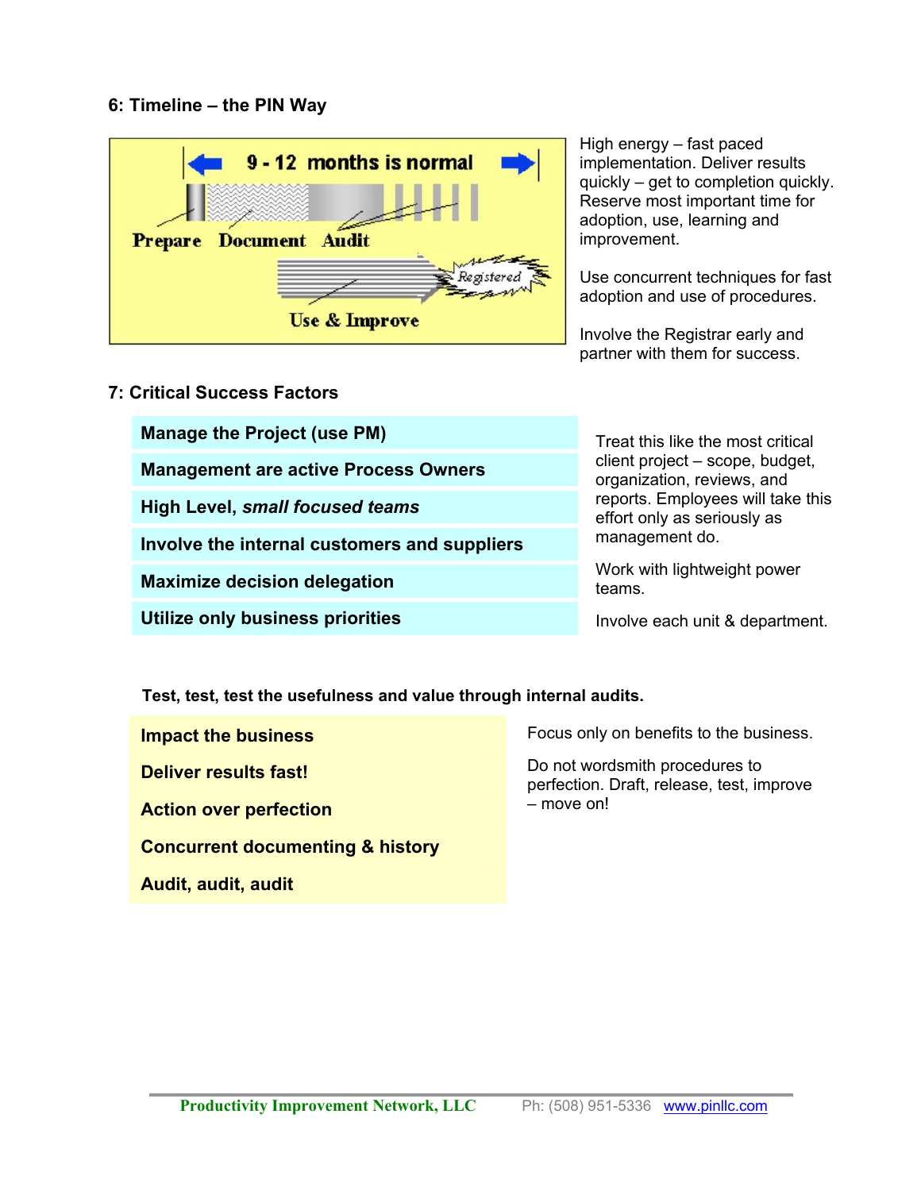## 6: Timeline – the PIN Way

9 - 12 months is normal

Prepare Document Audit

Registered

Use & Improve

High energy – fast paced implementation. Deliver results quickly – get to completion quickly. Reserve most important time for adoption, use, learning and improvement.

Use concurrent techniques for fast adoption and use of procedures.

Involve the Registrar early and partner with them for success.

## 7: Critical Success Factors

**Manage the Project (use PM)**

**Management are active Process Owners**

**High Level, *small focused teams***

**Involve the internal customers and suppliers**

**Maximize decision delegation**

**Utilize only business priorities**

Treat this like the most critical client project – scope, budget, organization, reviews, and reports. Employees will take this effort only as seriously as management do.

Work with lightweight power teams.

Involve each unit & department.

**Test, test, test the usefulness and value through internal audits.**

**Impact the business**

**Deliver results fast!**

**Action over perfection**

**Concurrent documenting & history**

**Audit, audit, audit**

Focus only on benefits to the business.

Do not wordsmith procedures to perfection. Draft, release, test, improve – move on!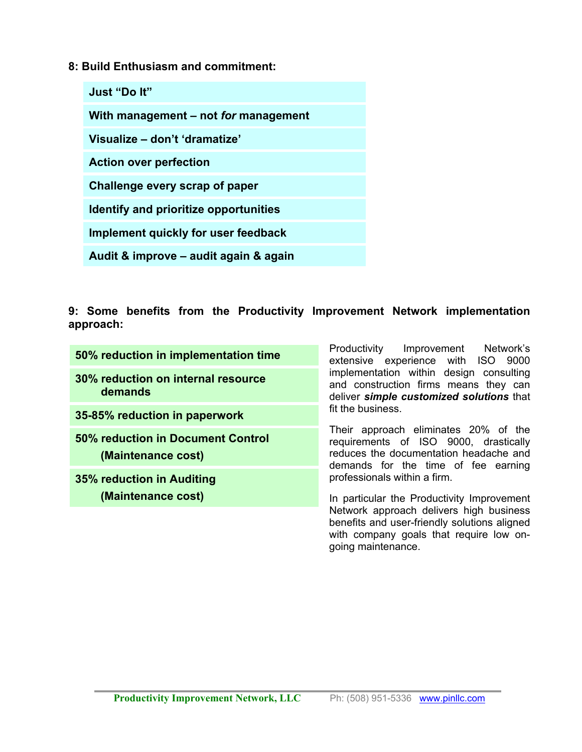**8: Build Enthusiasm and commitment:**

- **Just "Do It"**
- **With management – not *for* management**
- **Visualize – don't 'dramatize'**
- **Action over perfection**
- **Challenge every scrap of paper**
- **Identify and prioritize opportunities**
- **Implement quickly for user feedback**
- **Audit & improve – audit again & again**

**9: Some benefits from the Productivity Improvement Network implementation approach:**

- **50% reduction in implementation time**
- **30% reduction on internal resource demands**
- **35-85% reduction in paperwork**
- **50% reduction in Document Control (Maintenance cost)**
- **35% reduction in Auditing (Maintenance cost)**

Productivity Improvement Network's extensive experience with ISO 9000 implementation within design consulting and construction firms means they can deliver ***simple customized solutions*** that fit the business.

Their approach eliminates 20% of the requirements of ISO 9000, drastically reduces the documentation headache and demands for the time of fee earning professionals within a firm.

In particular the Productivity Improvement Network approach delivers high business benefits and user-friendly solutions aligned with company goals that require low on-going maintenance.